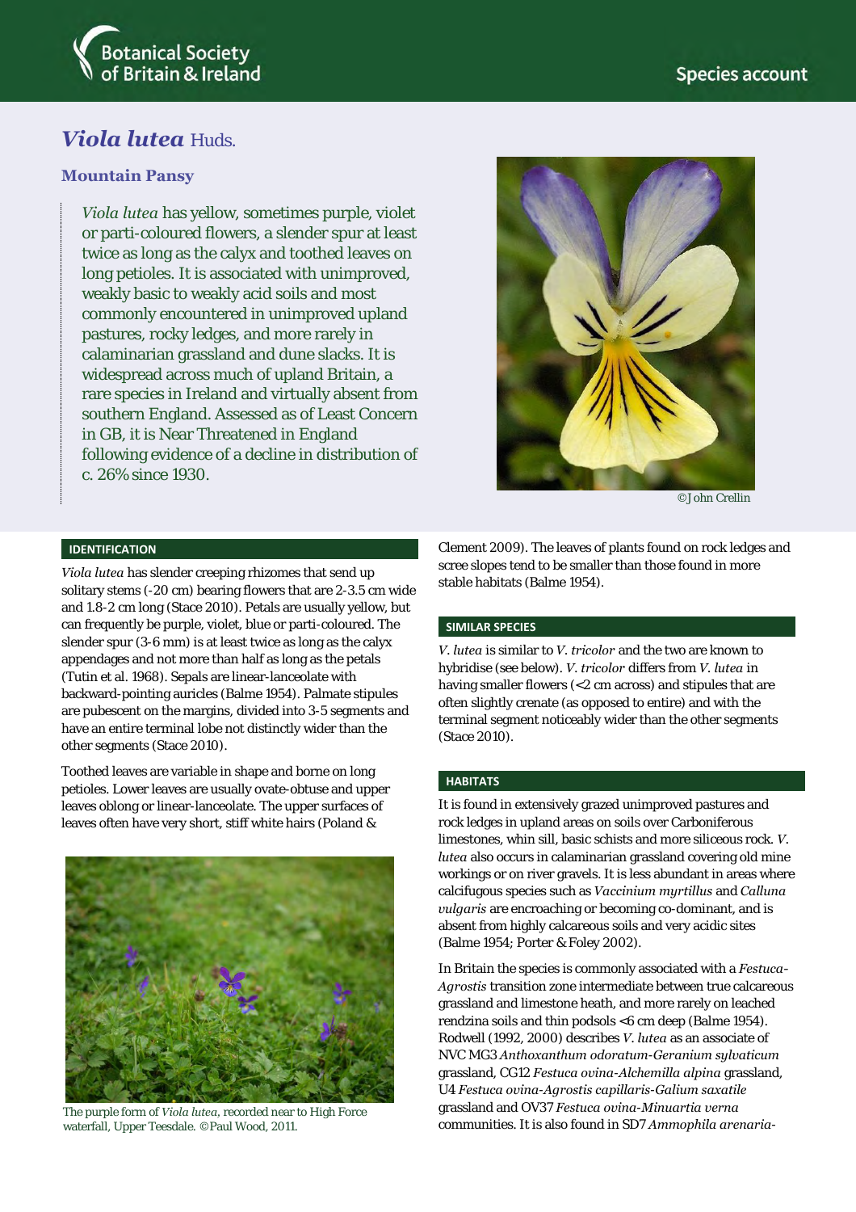# *Viola lutea* Huds.

## Mountain Pansy

*Viola lutea* has yellow, sometimes purple, violet or parti-coloured flowers, a slender spur at least twice as long as the calyx and toothed leaves on long petioles. It is associated with unimproved, weakly basic to weakly acid soils and most commonly encountered in unimproved upland pastures, rocky ledges, and more rarely in calaminarian grassland and dune slacks. It is widespread across much of upland Britain, a rare species in Ireland and virtually absent from southern England. Assessed as of Least Concern in GB, it is Near Threatened in England following evidence of a decline in distribution of c. 26% since 1930.

©John Crellin

### IDENTIFICATION

*Viola lutea* has slender creeping rhizomes that send up solitary stems (-20 cm) bearing flowers that are 2-3.5 cm wide and 1.8-2 cm long (Stace 2010). Petals are usually yellow, but can frequently be purple, violet, blue or parti-coloured. The slender spur (3-6 mm) is at least twice as long as the calyx appendages and not more than half as long as the petals (Tutin et al. 1968). Sepals are linear-lanceolate with backward-pointing auricles (Balme 1954). Palmate stipules are pubescent on the margins, divided into 3-5 segments and have an entire terminal lobe not distinctly wider than the other segments (Stace 2010).

Toothed leaves are variable in shape and borne on long petioles. Lower leaves are usually ovate-obtuse and upper leaves oblong or linear-lanceolate. The upper surfaces of leaves often have very short, stiff white hairs (Poland & Clement 2009). The leaves of plants found on rock ledges and scree slopes tend to be smaller than those found in more stable habitats (Balme 1954).

The purple form of *Viola lutea*, recorded near to High Force waterfall, Upper Teesdale. ©Paul Wood, 2011.

### SIMILAR SPECIES

*V. lutea* is similar to *V. tricolor* and the two are known to hybridise (see below). *V. tricolor* differs from *V. lutea* in having smaller flowers (<2 cm across) and stipules that are often slightly crenate (as opposed to entire) and with the terminal segment noticeably wider than the other segments (Stace 2010).

### HABITATS

It is found in extensively grazed unimproved pastures and rock ledges in upland areas on soils over Carboniferous limestones, whin sill, basic schists and more siliceous rock. *V. lutea* also occurs in calaminarian grassland covering old mine workings or on river gravels. It is less abundant in areas where calcifugous species such as *Vaccinium myrtillus* and *Calluna vulgaris* are encroaching or becoming co-dominant, and is absent from highly calcareous soils and very acidic sites (Balme 1954; Porter & Foley 2002).

In Britain the species is commonly associated with a *Festuca-Agrostis* transition zone intermediate between true calcareous grassland and limestone heath, and more rarely on leached rendzina soils and thin podsols <6 cm deep (Balme 1954). Rodwell (1992, 2000) describes *V. lutea* as an associate of NVC MG3 *Anthoxanthum odoratum-Geranium sylvaticum* grassland, CG12 *Festuca ovina-Alchemilla alpina* grassland, U4 *Festuca ovina-Agrostis capillaris-Galium saxatile* grassland and OV37 *Festuca ovina-Minuartia verna* communities. It is also found in SD7 *Ammophila arenaria-*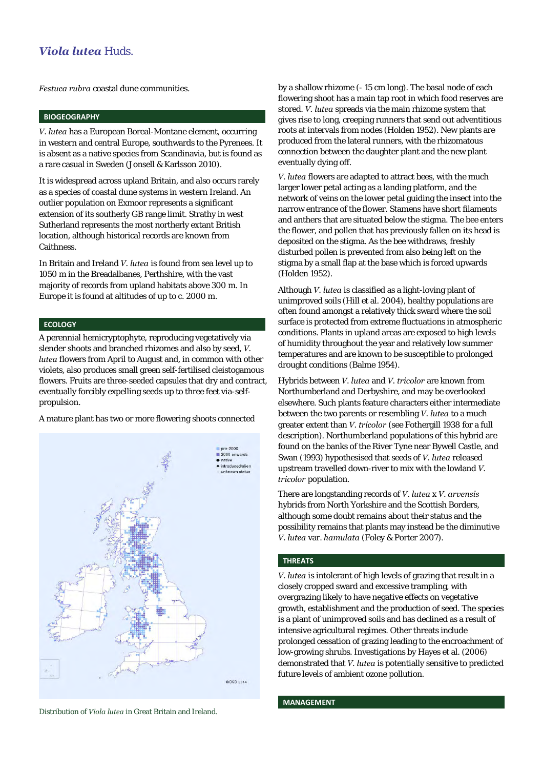*Festuca rubra* coastal dune communities.

## BIOGEOGRAPHY

*V. lutea* has a European Boreal-Montane element, occurring in western and central Europe, southwards to the Pyrenees. It is absent as a native species from Scandinavia, but is found as a rare casual in Sweden (Jonsell & Karlsson 2010).

It is widespread across upland Britain, and also occurs rarely as a species of coastal dune systems in western Ireland. An outlier population on Exmoor represents a significant extension of its southerly GB range limit. Strathy in west Sutherland represents the most northerly extant British location, although historical records are known from Caithness.

In Britain and Ireland *V. lutea* is found from sea level up to 1050 m in the Breadalbanes, Perthshire, with the vast majority of records from upland habitats above 300 m. In Europe it is found at altitudes of up to c. 2000 m.

## ECOLOGY

A perennial hemicryptophyte, reproducing vegetatively via slender shoots and branched rhizomes and also by seed, *V. lutea* flowers from April to August and, in common with other violets, also produces small green self-fertilised cleistogamous flowers. Fruits are three-seeded capsules that dry and contract, eventually forcibly expelling seeds up to three feet via-self-propulsion.

A mature plant has two or more flowering shoots connected by a shallow rhizome (- 15 cm long). The basal node of each flowering shoot has a main tap root in which food reserves are stored. *V. lutea* spreads via the main rhizome system that gives rise to long, creeping runners that send out adventitious roots at intervals from nodes (Holden 1952). New plants are produced from the lateral runners, with the rhizomatous connection between the daughter plant and the new plant eventually dying off.

*V. lutea* flowers are adapted to attract bees, with the much larger lower petal acting as a landing platform, and the network of veins on the lower petal guiding the insect into the narrow entrance of the flower. Stamens have short filaments and anthers that are situated below the stigma. The bee enters the flower, and pollen that has previously fallen on its head is deposited on the stigma. As the bee withdraws, freshly disturbed pollen is prevented from also being left on the stigma by a small flap at the base which is forced upwards (Holden 1952).

Although *V. lutea* is classified as a light-loving plant of unimproved soils (Hill et al. 2004), healthy populations are often found amongst a relatively thick sward where the soil surface is protected from extreme fluctuations in atmospheric conditions. Plants in upland areas are exposed to high levels of humidity throughout the year and relatively low summer temperatures and are known to be susceptible to prolonged drought conditions (Balme 1954).

Hybrids between *V. lutea* and *V. tricolor* are known from Northumberland and Derbyshire, and may be overlooked elsewhere. Such plants feature characters either intermediate between the two parents or resembling *V. lutea* to a much greater extent than *V. tricolor* (see Fothergill 1938 for a full description). Northumberland populations of this hybrid are found on the banks of the River Tyne near Bywell Castle, and Swan (1993) hypothesised that seeds of *V. lutea* released upstream travelled down-river to mix with the lowland *V. tricolor* population.

There are longstanding records of *V. lutea* x *V. arvensis* hybrids from North Yorkshire and the Scottish Borders, although some doubt remains about their status and the possibility remains that plants may instead be the diminutive *V. lutea* var. *hamulata* (Foley & Porter 2007).

Distribution of *Viola lutea* in Great Britain and Ireland.

## THREATS

*V. lutea* is intolerant of high levels of grazing that result in a closely cropped sward and excessive trampling, with overgrazing likely to have negative effects on vegetative growth, establishment and the production of seed. The species is a plant of unimproved soils and has declined as a result of intensive agricultural regimes. Other threats include prolonged cessation of grazing leading to the encroachment of low-growing shrubs. Investigations by Hayes et al. (2006) demonstrated that *V. lutea* is potentially sensitive to predicted future levels of ambient ozone pollution.

## MANAGEMENT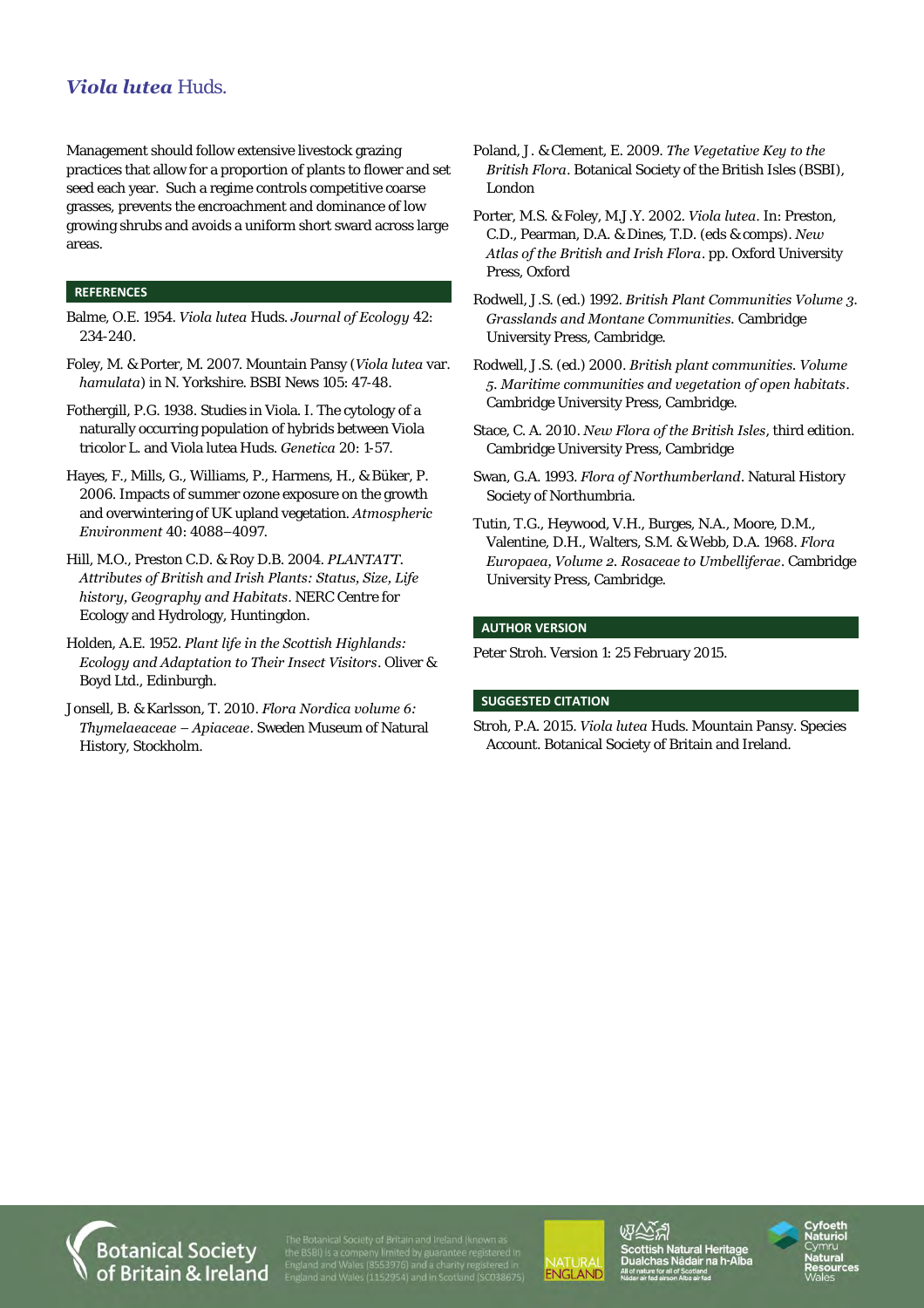*Viola lutea* Huds.

Management should follow extensive livestock grazing practices that allow for a proportion of plants to flower and set seed each year. Such a regime controls competitive coarse grasses, prevents the encroachment and dominance of low growing shrubs and avoids a uniform short sward across large areas.

## REFERENCES

Balme, O.E. 1954. *Viola lutea* Huds. *Journal of Ecology* 42: 234-240.

Foley, M. & Porter, M. 2007. Mountain Pansy (*Viola lutea* var. *hamulata*) in N. Yorkshire. BSBI News 105: 47-48.

Fothergill, P.G. 1938. Studies in Viola. I. The cytology of a naturally occurring population of hybrids between Viola tricolor L. and Viola lutea Huds. *Genetica* 20: 1-57.

Hayes, F., Mills, G., Williams, P., Harmens, H., & Büker, P. 2006. Impacts of summer ozone exposure on the growth and overwintering of UK upland vegetation. *Atmospheric Environment* 40: 4088–4097.

Hill, M.O., Preston C.D. & Roy D.B. 2004. *PLANTATT. Attributes of British and Irish Plants: Status, Size, Life history, Geography and Habitats*. NERC Centre for Ecology and Hydrology, Huntingdon.

Holden, A.E. 1952. *Plant life in the Scottish Highlands: Ecology and Adaptation to Their Insect Visitors*. Oliver & Boyd Ltd., Edinburgh.

Jonsell, B. & Karlsson, T. 2010. *Flora Nordica volume 6: Thymelaeaceae – Apiaceae*. Sweden Museum of Natural History, Stockholm.

Poland, J. & Clement, E. 2009. *The Vegetative Key to the British Flora*. Botanical Society of the British Isles (BSBI), London

Porter, M.S. & Foley, M.J.Y. 2002. *Viola lutea*. In: Preston, C.D., Pearman, D.A. & Dines, T.D. (eds & comps). *New Atlas of the British and Irish Flora*. pp. Oxford University Press, Oxford

Rodwell, J.S. (ed.) 1992. *British Plant Communities Volume 3. Grasslands and Montane Communities.* Cambridge University Press, Cambridge.

Rodwell, J.S. (ed.) 2000. *British plant communities. Volume 5. Maritime communities and vegetation of open habitats*. Cambridge University Press, Cambridge.

Stace, C. A. 2010. *New Flora of the British Isles*, third edition. Cambridge University Press, Cambridge

Swan, G.A. 1993. *Flora of Northumberland*. Natural History Society of Northumbria.

Tutin, T.G., Heywood, V.H., Burges, N.A., Moore, D.M., Valentine, D.H., Walters, S.M. & Webb, D.A. 1968. *Flora Europaea, Volume 2. Rosaceae to Umbelliferae*. Cambridge University Press, Cambridge.

## AUTHOR VERSION

Peter Stroh. Version 1: 25 February 2015.

## SUGGESTED CITATION

Stroh, P.A. 2015. *Viola lutea* Huds. Mountain Pansy. Species Account. Botanical Society of Britain and Ireland.

Botanical Society of Britain & Ireland

The Botanical Society of Britain and Ireland (known as the BSBI) is a company limited by guarantee registered in England and Wales (8553976) and a charity registered in England and Wales (1152954) and in Scotland (SC038675)

NATURAL ENGLAND

Scottish Natural Heritage
Dualchas Nàdair na h-Alba
All of nature for all of Scotland
Nàdar air fad airson Alba air fad

Cyfoeth Naturiol Cymru
Natural Resources Wales